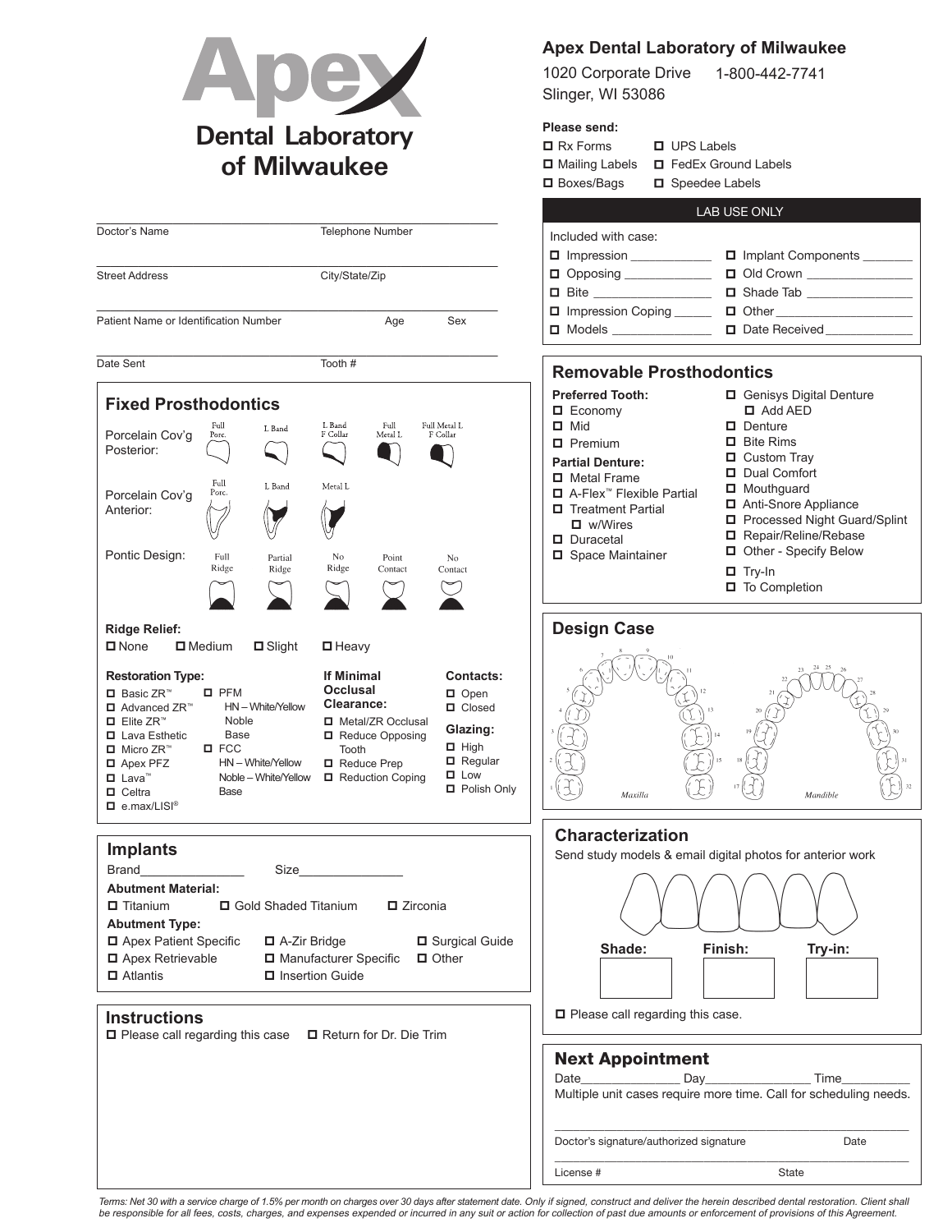# Apex Dental Laboratory of Milwaukee

**Apex Dental Laboratory of Milwaukee**
1020 Corporate Drive 1-800-442-7741
Slinger, WI 53086

**Please send:**
- ☐ Rx Forms
- ☐ UPS Labels
- ☐ Mailing Labels
- ☐ FedEx Ground Labels
- ☐ Boxes/Bags
- ☐ Speedee Labels

Doctor's Name ____________ Telephone Number ____________

Street Address ____________ City/State/Zip ____________

Patient Name or Identification Number ____________ Age ____ Sex ____

Date Sent ____________ Tooth # ____________

**LAB USE ONLY**

Included with case:
- ☐ Impression ____________
- ☐ Implant Components ____________
- ☐ Opposing ____________
- ☐ Old Crown ____________
- ☐ Bite ____________
- ☐ Shade Tab ____________
- ☐ Impression Coping ____________
- ☐ Other ____________
- ☐ Models ____________
- ☐ Date Received ____________

## Fixed Prosthodontics

Porcelain Cov'g Posterior: Full Porc. | L Band | L Band F Collar | Full Metal L | Full Metal L F Collar

Porcelain Cov'g Anterior: Full Porc. | L Band | Metal L

Pontic Design: Full Ridge | Partial Ridge | No Ridge | Point Contact | No Contact

**Ridge Relief:**
☐ None ☐ Medium ☐ Slight ☐ Heavy

**Restoration Type:**
- ☐ Basic ZR™
- ☐ Advanced ZR™
- ☐ Elite ZR™
- ☐ Lava Esthetic
- ☐ Micro ZR™
- ☐ Apex PFZ
- ☐ Lava™
- ☐ Celtra
- ☐ e.max/LISI®
- ☐ PFM
  - HN – White/Yellow
  - Noble
  - Base
- ☐ FCC
  - HN – White/Yellow
  - Noble – White/Yellow
  - Base

**If Minimal Occlusal Clearance:**
- ☐ Metal/ZR Occlusal
- ☐ Reduce Opposing Tooth
- ☐ Reduce Prep
- ☐ Reduction Coping

**Contacts:**
- ☐ Open
- ☐ Closed

**Glazing:**
- ☐ High
- ☐ Regular
- ☐ Low
- ☐ Polish Only

## Implants

Brand____________ Size____________

**Abutment Material:**
☐ Titanium ☐ Gold Shaded Titanium ☐ Zirconia

**Abutment Type:**
- ☐ Apex Patient Specific
- ☐ A-Zir Bridge
- ☐ Surgical Guide
- ☐ Apex Retrievable
- ☐ Manufacturer Specific
- ☐ Other
- ☐ Atlantis
- ☐ Insertion Guide

## Instructions

☐ Please call regarding this case ☐ Return for Dr. Die Trim

## Removable Prosthodontics

**Preferred Tooth:**
- ☐ Economy
- ☐ Mid
- ☐ Premium

**Partial Denture:**
- ☐ Metal Frame
- ☐ A-Flex™ Flexible Partial
- ☐ Treatment Partial
  - ☐ w/Wires
- ☐ Duracetal
- ☐ Space Maintainer

- ☐ Genisys Digital Denture
  - ☐ Add AED
- ☐ Denture
- ☐ Bite Rims
- ☐ Custom Tray
- ☐ Dual Comfort
- ☐ Mouthguard
- ☐ Anti-Snore Appliance
- ☐ Processed Night Guard/Splint
- ☐ Repair/Reline/Rebase
- ☐ Other - Specify Below
- ☐ Try-In
- ☐ To Completion

## Design Case

Maxilla (1–16) Mandible (17–32)

## Characterization

Send study models & email digital photos for anterior work

**Shade:** ______ **Finish:** ______ **Try-in:** ______

☐ Please call regarding this case.

## Next Appointment

Date____________ Day____________ Time____________

Multiple unit cases require more time. Call for scheduling needs.

Doctor's signature/authorized signature ____________ Date ____________

License # ____________ State ____________

*Terms: Net 30 with a service charge of 1.5% per month on charges over 30 days after statement date. Only if signed, construct and deliver the herein described dental restoration. Client shall be responsible for all fees, costs, charges, and expenses expended or incurred in any suit or action for collection of past due amounts or enforcement of provisions of this Agreement.*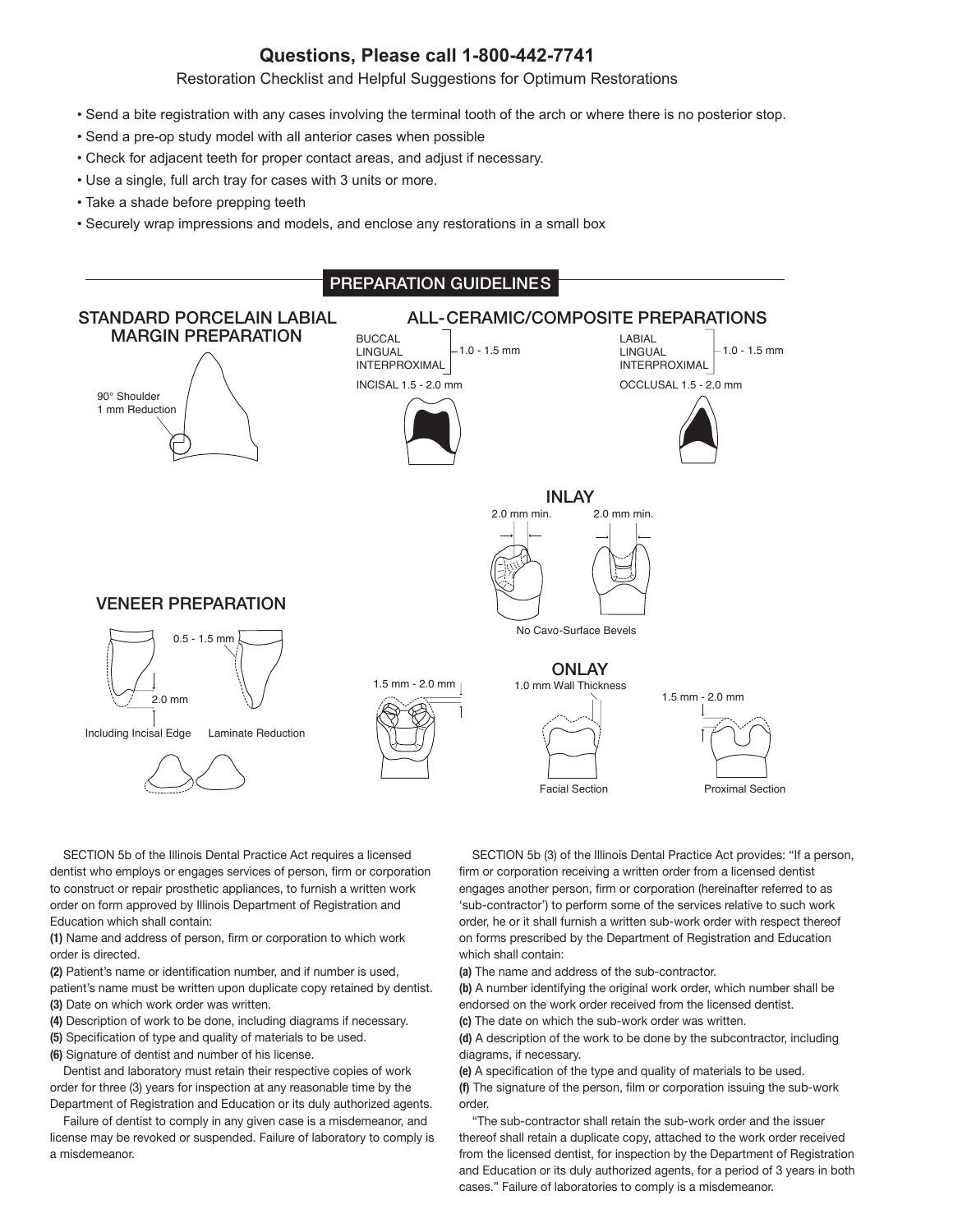## Questions, Please call 1-800-442-7741

Restoration Checklist and Helpful Suggestions for Optimum Restorations

- Send a bite registration with any cases involving the terminal tooth of the arch or where there is no posterior stop.
- Send a pre-op study model with all anterior cases when possible
- Check for adjacent teeth for proper contact areas, and adjust if necessary.
- Use a single, full arch tray for cases with 3 units or more.
- Take a shade before prepping teeth
- Securely wrap impressions and models, and enclose any restorations in a small box

## PREPARATION GUIDELINES

### STANDARD PORCELAIN LABIAL MARGIN PREPARATION

90° Shoulder
1 mm Reduction

### ALL-CERAMIC/COMPOSITE PREPARATIONS

BUCCAL
LINGUAL
INTERPROXIMAL
1.0 - 1.5 mm

INCISAL 1.5 - 2.0 mm

LABIAL
LINGUAL
INTERPROXIMAL
1.0 - 1.5 mm

OCCLUSAL 1.5 - 2.0 mm

### INLAY

2.0 mm min.
2.0 mm min.

No Cavo-Surface Bevels

### VENEER PREPARATION

0.5 - 1.5 mm

2.0 mm

Including Incisal Edge
Laminate Reduction

### ONLAY

1.5 mm - 2.0 mm

1.0 mm Wall Thickness

1.5 mm - 2.0 mm

Facial Section
Proximal Section

SECTION 5b of the Illinois Dental Practice Act requires a licensed dentist who employs or engages services of person, firm or corporation to construct or repair prosthetic appliances, to furnish a written work order on form approved by Illinois Department of Registration and Education which shall contain:

**(1)** Name and address of person, firm or corporation to which work order is directed.
**(2)** Patient's name or identification number, and if number is used, patient's name must be written upon duplicate copy retained by dentist.
**(3)** Date on which work order was written.
**(4)** Description of work to be done, including diagrams if necessary.
**(5)** Specification of type and quality of materials to be used.
**(6)** Signature of dentist and number of his license.

Dentist and laboratory must retain their respective copies of work order for three (3) years for inspection at any reasonable time by the Department of Registration and Education or its duly authorized agents.

Failure of dentist to comply in any given case is a misdemeanor, and license may be revoked or suspended. Failure of laboratory to comply is a misdemeanor.

SECTION 5b (3) of the Illinois Dental Practice Act provides: "If a person, firm or corporation receiving a written order from a licensed dentist engages another person, firm or corporation (hereinafter referred to as 'sub-contractor') to perform some of the services relative to such work order, he or it shall furnish a written sub-work order with respect thereof on forms prescribed by the Department of Registration and Education which shall contain:

**(a)** The name and address of the sub-contractor.
**(b)** A number identifying the original work order, which number shall be endorsed on the work order received from the licensed dentist.
**(c)** The date on which the sub-work order was written.
**(d)** A description of the work to be done by the subcontractor, including diagrams, if necessary.
**(e)** A specification of the type and quality of materials to be used.
**(f)** The signature of the person, film or corporation issuing the sub-work order.

"The sub-contractor shall retain the sub-work order and the issuer thereof shall retain a duplicate copy, attached to the work order received from the licensed dentist, for inspection by the Department of Registration and Education or its duly authorized agents, for a period of 3 years in both cases." Failure of laboratories to comply is a misdemeanor.